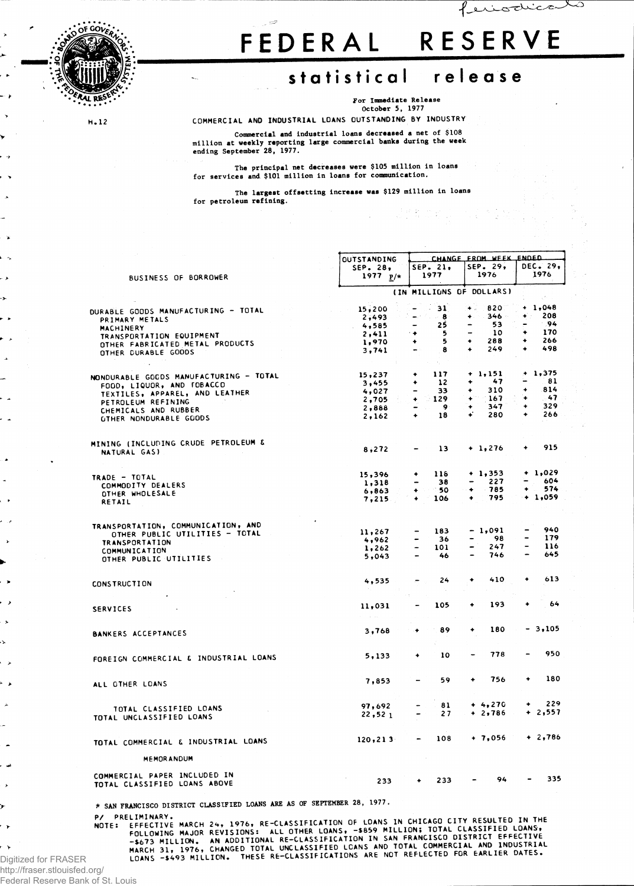# FEDERAL RESERVE

## statistical release

For Immediate Release
October 5, 1977

H.12

COMMERCIAL AND INDUSTRIAL LOANS OUTSTANDING BY INDUSTRY

Commercial and industrial loans decreased a net of $108 million at weekly reporting large commercial banks during the week ending September 28, 1977.

The principal net decreases were $105 million in loans for services and $101 million in loans for communication.

The largest offsetting increase was $129 million in loans for petroleum refining.

| BUSINESS OF BORROWER | OUTSTANDING SEP. 28, 1977 P/* | CHANGE FROM WEEK ENDED SEP. 21, 1977 | SEP. 29, 1976 | DEC. 29, 1976 |
|---|---|---|---|---|
| | (IN MILLIONS OF DOLLARS) | | | |
| DURABLE GOODS MANUFACTURING - TOTAL | 15,200 | - 31 | + 820 | + 1,048 |
| PRIMARY METALS | 2,493 | - 8 | + 346 | + 208 |
| MACHINERY | 4,585 | - 25 | - 53 | - 94 |
| TRANSPORTATION EQUIPMENT | 2,411 | + 5 | - 10 | + 170 |
| OTHER FABRICATED METAL PRODUCTS | 1,970 | + 5 | + 288 | + 266 |
| OTHER DURABLE GOODS | 3,741 | - 8 | + 249 | + 498 |
| NONDURABLE GOODS MANUFACTURING - TOTAL | 15,237 | + 117 | + 1,151 | + 1,375 |
| FOOD, LIQUOR, AND TOBACCO | 3,455 | + 12 | + 47 | - 81 |
| TEXTILES, APPAREL, AND LEATHER | 4,027 | - 33 | + 310 | + 814 |
| PETROLEUM REFINING | 2,705 | + 129 | + 167 | + 47 |
| CHEMICALS AND RUBBER | 2,888 | - 9 | + 347 | + 329 |
| OTHER NONDURABLE GOODS | 2,162 | + 18 | + 280 | + 266 |
| MINING (INCLUDING CRUDE PETROLEUM & NATURAL GAS) | 8,272 | - 13 | + 1,276 | + 915 |
| TRADE - TOTAL | 15,396 | + 118 | + 1,353 | + 1,029 |
| COMMODITY DEALERS | 1,318 | - 38 | - 227 | - 604 |
| OTHER WHOLESALE | 6,863 | + 50 | + 785 | + 574 |
| RETAIL | 7,215 | + 106 | + 795 | + 1,059 |
| TRANSPORTATION, COMMUNICATION, AND OTHER PUBLIC UTILITIES - TOTAL | 11,267 | - 183 | - 1,091 | - 940 |
| TRANSPORTATION | 4,962 | - 36 | - 98 | - 179 |
| COMMUNICATION | 1,262 | - 101 | - 247 | - 116 |
| OTHER PUBLIC UTILITIES | 5,043 | - 46 | - 746 | - 645 |
| CONSTRUCTION | 4,535 | - 24 | + 410 | + 613 |
| SERVICES | 11,031 | - 105 | + 193 | + 64 |
| BANKERS ACCEPTANCES | 3,768 | + 89 | + 180 | - 3,105 |
| FOREIGN COMMERCIAL & INDUSTRIAL LOANS | 5,133 | + 10 | - 778 | - 950 |
| ALL OTHER LOANS | 7,853 | - 59 | + 756 | + 180 |
| TOTAL CLASSIFIED LOANS | 97,692 | - 81 | + 4,270 | + 229 |
| TOTAL UNCLASSIFIED LOANS | 22,521 | - 27 | + 2,786 | + 2,557 |
| TOTAL COMMERCIAL & INDUSTRIAL LOANS | 120,213 | - 108 | + 7,056 | + 2,786 |
| MEMORANDUM | | | | |
| COMMERCIAL PAPER INCLUDED IN TOTAL CLASSIFIED LOANS ABOVE | 233 | + 233 | - 94 | - 335 |

* SAN FRANCISCO DISTRICT CLASSIFIED LOANS ARE AS OF SEPTEMBER 28, 1977.

P/ PRELIMINARY.

NOTE: EFFECTIVE MARCH 24, 1976, RE-CLASSIFICATION OF LOANS IN CHICAGO CITY RESULTED IN THE FOLLOWING MAJOR REVISIONS: ALL OTHER LOANS, -$859 MILLION; TOTAL CLASSIFIED LOANS, -$673 MILLION. AN ADDITIONAL RE-CLASSIFICATION IN SAN FRANCISCO DISTRICT EFFECTIVE MARCH 31, 1976, CHANGED TOTAL UNCLASSIFIED LOANS AND TOTAL COMMERCIAL AND INDUSTRIAL LOANS -$493 MILLION. THESE RE-CLASSIFICATIONS ARE NOT REFLECTED FOR EARLIER DATES.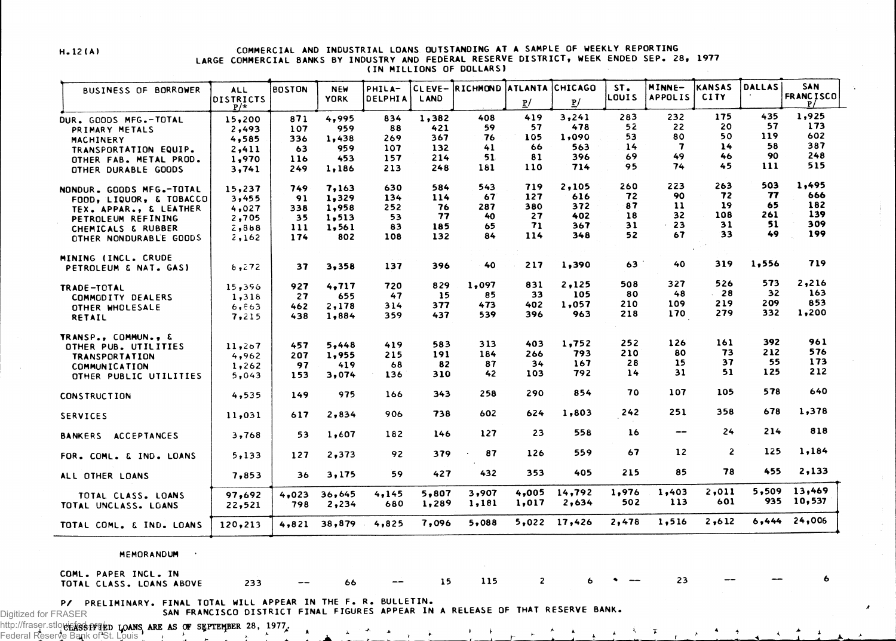H.12(A)

COMMERCIAL AND INDUSTRIAL LOANS OUTSTANDING AT A SAMPLE OF WEEKLY REPORTING LARGE COMMERCIAL BANKS BY INDUSTRY AND FEDERAL RESERVE DISTRICT, WEEK ENDED SEP. 28, 1977
(IN MILLIONS OF DOLLARS)

| BUSINESS OF BORROWER | ALL DISTRICTS P/* | BOSTON | NEW YORK | PHILA-DELPHIA | CLEVE-LAND | RICHMOND | ATLANTA P/ | CHICAGO P/ | ST. LOUIS | MINNE-APPOLIS | KANSAS CITY | DALLAS | SAN FRANCISCO P/ |
|---|---|---|---|---|---|---|---|---|---|---|---|---|---|
| DUR. GOODS MFG.-TOTAL | 15,200 | 871 | 4,995 | 834 | 1,382 | 408 | 419 | 3,241 | 283 | 232 | 175 | 435 | 1,925 |
| PRIMARY METALS | 2,493 | 107 | 959 | 88 | 421 | 59 | 57 | 478 | 52 | 22 | 20 | 57 | 173 |
| MACHINERY | 4,585 | 336 | 1,438 | 269 | 367 | 76 | 105 | 1,090 | 53 | 80 | 50 | 119 | 602 |
| TRANSPORTATION EQUIP. | 2,411 | 63 | 959 | 107 | 132 | 41 | 66 | 563 | 14 | 7 | 14 | 58 | 387 |
| OTHER FAB. METAL PROD. | 1,970 | 116 | 453 | 157 | 214 | 51 | 81 | 396 | 69 | 49 | 46 | 90 | 248 |
| OTHER DURABLE GOODS | 3,741 | 249 | 1,186 | 213 | 248 | 181 | 110 | 714 | 95 | 74 | 45 | 111 | 515 |
| NONDUR. GOODS MFG.-TOTAL | 15,237 | 749 | 7,163 | 630 | 584 | 543 | 719 | 2,105 | 260 | 223 | 263 | 503 | 1,495 |
| FOOD, LIQUOR, & TOBACCO | 3,455 | 91 | 1,329 | 134 | 114 | 67 | 127 | 616 | 72 | 90 | 72 | 77 | 666 |
| TEX. APPAR., & LEATHER | 4,027 | 338 | 1,958 | 252 | 76 | 287 | 380 | 372 | 87 | 11 | 19 | 65 | 182 |
| PETROLEUM REFINING | 2,705 | 35 | 1,513 | 53 | 77 | 40 | 27 | 402 | 18 | 32 | 108 | 261 | 139 |
| CHEMICALS & RUBBER | 2,888 | 111 | 1,561 | 83 | 185 | 65 | 71 | 367 | 31 | 23 | 31 | 51 | 309 |
| OTHER NONDURABLE GOODS | 2,162 | 174 | 802 | 108 | 132 | 84 | 114 | 348 | 52 | 67 | 33 | 49 | 199 |
| MINING (INCL. CRUDE PETROLEUM & NAT. GAS) | 8,272 | 37 | 3,358 | 137 | 396 | 40 | 217 | 1,390 | 63 | 40 | 319 | 1,556 | 719 |
| TRADE-TOTAL | 15,396 | 927 | 4,717 | 720 | 829 | 1,097 | 831 | 2,125 | 508 | 327 | 526 | 573 | 2,216 |
| COMMODITY DEALERS | 1,318 | 27 | 655 | 47 | 15 | 85 | 33 | 105 | 80 | 48 | 28 | 32 | 163 |
| OTHER WHOLESALE | 6,863 | 462 | 2,178 | 314 | 377 | 473 | 402 | 1,057 | 210 | 109 | 219 | 209 | 853 |
| RETAIL | 7,215 | 438 | 1,884 | 359 | 437 | 539 | 396 | 963 | 218 | 170 | 279 | 332 | 1,200 |
| TRANSP., COMMUN., & OTHER PUB. UTILITIES | 11,267 | 457 | 5,448 | 419 | 583 | 313 | 403 | 1,752 | 252 | 126 | 161 | 392 | 961 |
| TRANSPORTATION | 4,962 | 207 | 1,955 | 215 | 191 | 184 | 266 | 793 | 210 | 80 | 73 | 212 | 576 |
| COMMUNICATION | 1,262 | 97 | 419 | 68 | 82 | 87 | 34 | 167 | 28 | 15 | 37 | 55 | 173 |
| OTHER PUBLIC UTILITIES | 5,043 | 153 | 3,074 | 136 | 310 | 42 | 103 | 792 | 14 | 31 | 51 | 125 | 212 |
| CONSTRUCTION | 4,535 | 149 | 975 | 166 | 343 | 258 | 290 | 854 | 70 | 107 | 105 | 578 | 640 |
| SERVICES | 11,031 | 617 | 2,834 | 906 | 738 | 602 | 624 | 1,803 | 242 | 251 | 358 | 678 | 1,378 |
| BANKERS ACCEPTANCES | 3,768 | 53 | 1,607 | 182 | 146 | 127 | 23 | 558 | 16 | -- | 24 | 214 | 818 |
| FOR. COML. & IND. LOANS | 5,133 | 127 | 2,373 | 92 | 379 | 87 | 126 | 559 | 67 | 12 | 2 | 125 | 1,184 |
| ALL OTHER LOANS | 7,853 | 36 | 3,175 | 59 | 427 | 432 | 353 | 405 | 215 | 85 | 78 | 455 | 2,133 |
| TOTAL CLASS. LOANS | 97,692 | 4,023 | 36,645 | 4,145 | 5,807 | 3,907 | 4,005 | 14,792 | 1,976 | 1,403 | 2,011 | 5,509 | 13,469 |
| TOTAL UNCLASS. LOANS | 22,521 | 798 | 2,234 | 680 | 1,289 | 1,181 | 1,017 | 2,634 | 502 | 113 | 601 | 935 | 10,537 |
| TOTAL COML. & IND. LOANS | 120,213 | 4,821 | 38,879 | 4,825 | 7,096 | 5,088 | 5,022 | 17,426 | 2,478 | 1,516 | 2,612 | 6,444 | 24,006 |

MEMORANDUM

| | ALL DISTRICTS | BOSTON | NEW YORK | PHILA-DELPHIA | CLEVE-LAND | RICHMOND | ATLANTA | CHICAGO | ST. LOUIS | MINNE-APPOLIS | KANSAS CITY | DALLAS | SAN FRANCISCO |
|---|---|---|---|---|---|---|---|---|---|---|---|---|---|
| COML. PAPER INCL. IN TOTAL CLASS. LOANS ABOVE | 233 | -- | 66 | -- | 15 | 115 | 2 | 6 | -- | 23 | -- | -- | 6 |

P/ PRELIMINARY. FINAL TOTAL WILL APPEAR IN THE F. R. BULLETIN.
SAN FRANCISCO DISTRICT FINAL FIGURES APPEAR IN A RELEASE OF THAT RESERVE BANK.

* CLASSIFIED LOANS ARE AS OF SEPTEMBER 28, 1977.